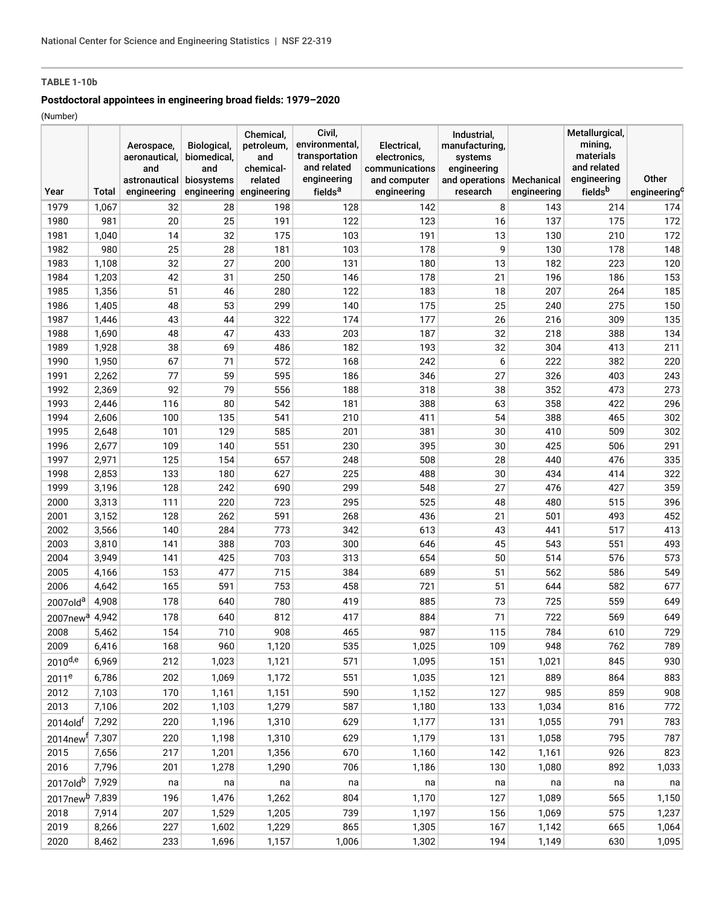**TABLE 1-10b**

**Postdoctoral appointees in engineering broad fields: 1979–2020**

(Number)

| Year | Total | Aerospace, aeronautical, and astronautical engineering | Biological, biomedical, and biosystems engineering | Chemical, petroleum, and chemical-related engineering | Civil, environmental, transportation and related engineering fields[a] | Electrical, electronics, communications and computer engineering | Industrial, manufacturing, systems engineering and operations research | Mechanical engineering | Metallurgical, mining, materials and related engineering fields[b] | Other engineering[c] |
|---|---|---|---|---|---|---|---|---|---|---|
| 1979 | 1,067 | 32 | 28 | 198 | 128 | 142 | 8 | 143 | 214 | 174 |
| 1980 | 981 | 20 | 25 | 191 | 122 | 123 | 16 | 137 | 175 | 172 |
| 1981 | 1,040 | 14 | 32 | 175 | 103 | 191 | 13 | 130 | 210 | 172 |
| 1982 | 980 | 25 | 28 | 181 | 103 | 178 | 9 | 130 | 178 | 148 |
| 1983 | 1,108 | 32 | 27 | 200 | 131 | 180 | 13 | 182 | 223 | 120 |
| 1984 | 1,203 | 42 | 31 | 250 | 146 | 178 | 21 | 196 | 186 | 153 |
| 1985 | 1,356 | 51 | 46 | 280 | 122 | 183 | 18 | 207 | 264 | 185 |
| 1986 | 1,405 | 48 | 53 | 299 | 140 | 175 | 25 | 240 | 275 | 150 |
| 1987 | 1,446 | 43 | 44 | 322 | 174 | 177 | 26 | 216 | 309 | 135 |
| 1988 | 1,690 | 48 | 47 | 433 | 203 | 187 | 32 | 218 | 388 | 134 |
| 1989 | 1,928 | 38 | 69 | 486 | 182 | 193 | 32 | 304 | 413 | 211 |
| 1990 | 1,950 | 67 | 71 | 572 | 168 | 242 | 6 | 222 | 382 | 220 |
| 1991 | 2,262 | 77 | 59 | 595 | 186 | 346 | 27 | 326 | 403 | 243 |
| 1992 | 2,369 | 92 | 79 | 556 | 188 | 318 | 38 | 352 | 473 | 273 |
| 1993 | 2,446 | 116 | 80 | 542 | 181 | 388 | 63 | 358 | 422 | 296 |
| 1994 | 2,606 | 100 | 135 | 541 | 210 | 411 | 54 | 388 | 465 | 302 |
| 1995 | 2,648 | 101 | 129 | 585 | 201 | 381 | 30 | 410 | 509 | 302 |
| 1996 | 2,677 | 109 | 140 | 551 | 230 | 395 | 30 | 425 | 506 | 291 |
| 1997 | 2,971 | 125 | 154 | 657 | 248 | 508 | 28 | 440 | 476 | 335 |
| 1998 | 2,853 | 133 | 180 | 627 | 225 | 488 | 30 | 434 | 414 | 322 |
| 1999 | 3,196 | 128 | 242 | 690 | 299 | 548 | 27 | 476 | 427 | 359 |
| 2000 | 3,313 | 111 | 220 | 723 | 295 | 525 | 48 | 480 | 515 | 396 |
| 2001 | 3,152 | 128 | 262 | 591 | 268 | 436 | 21 | 501 | 493 | 452 |
| 2002 | 3,566 | 140 | 284 | 773 | 342 | 613 | 43 | 441 | 517 | 413 |
| 2003 | 3,810 | 141 | 388 | 703 | 300 | 646 | 45 | 543 | 551 | 493 |
| 2004 | 3,949 | 141 | 425 | 703 | 313 | 654 | 50 | 514 | 576 | 573 |
| 2005 | 4,166 | 153 | 477 | 715 | 384 | 689 | 51 | 562 | 586 | 549 |
| 2006 | 4,642 | 165 | 591 | 753 | 458 | 721 | 51 | 644 | 582 | 677 |
| 2007old[a] | 4,908 | 178 | 640 | 780 | 419 | 885 | 73 | 725 | 559 | 649 |
| 2007new[a] | 4,942 | 178 | 640 | 812 | 417 | 884 | 71 | 722 | 569 | 649 |
| 2008 | 5,462 | 154 | 710 | 908 | 465 | 987 | 115 | 784 | 610 | 729 |
| 2009 | 6,416 | 168 | 960 | 1,120 | 535 | 1,025 | 109 | 948 | 762 | 789 |
| 2010[d,e] | 6,969 | 212 | 1,023 | 1,121 | 571 | 1,095 | 151 | 1,021 | 845 | 930 |
| 2011[e] | 6,786 | 202 | 1,069 | 1,172 | 551 | 1,035 | 121 | 889 | 864 | 883 |
| 2012 | 7,103 | 170 | 1,161 | 1,151 | 590 | 1,152 | 127 | 985 | 859 | 908 |
| 2013 | 7,106 | 202 | 1,103 | 1,279 | 587 | 1,180 | 133 | 1,034 | 816 | 772 |
| 2014old[f] | 7,292 | 220 | 1,196 | 1,310 | 629 | 1,177 | 131 | 1,055 | 791 | 783 |
| 2014new[f] | 7,307 | 220 | 1,198 | 1,310 | 629 | 1,179 | 131 | 1,058 | 795 | 787 |
| 2015 | 7,656 | 217 | 1,201 | 1,356 | 670 | 1,160 | 142 | 1,161 | 926 | 823 |
| 2016 | 7,796 | 201 | 1,278 | 1,290 | 706 | 1,186 | 130 | 1,080 | 892 | 1,033 |
| 2017old[b] | 7,929 | na | na | na | na | na | na | na | na | na |
| 2017new[b] | 7,839 | 196 | 1,476 | 1,262 | 804 | 1,170 | 127 | 1,089 | 565 | 1,150 |
| 2018 | 7,914 | 207 | 1,529 | 1,205 | 739 | 1,197 | 156 | 1,069 | 575 | 1,237 |
| 2019 | 8,266 | 227 | 1,602 | 1,229 | 865 | 1,305 | 167 | 1,142 | 665 | 1,064 |
| 2020 | 8,462 | 233 | 1,696 | 1,157 | 1,006 | 1,302 | 194 | 1,149 | 630 | 1,095 |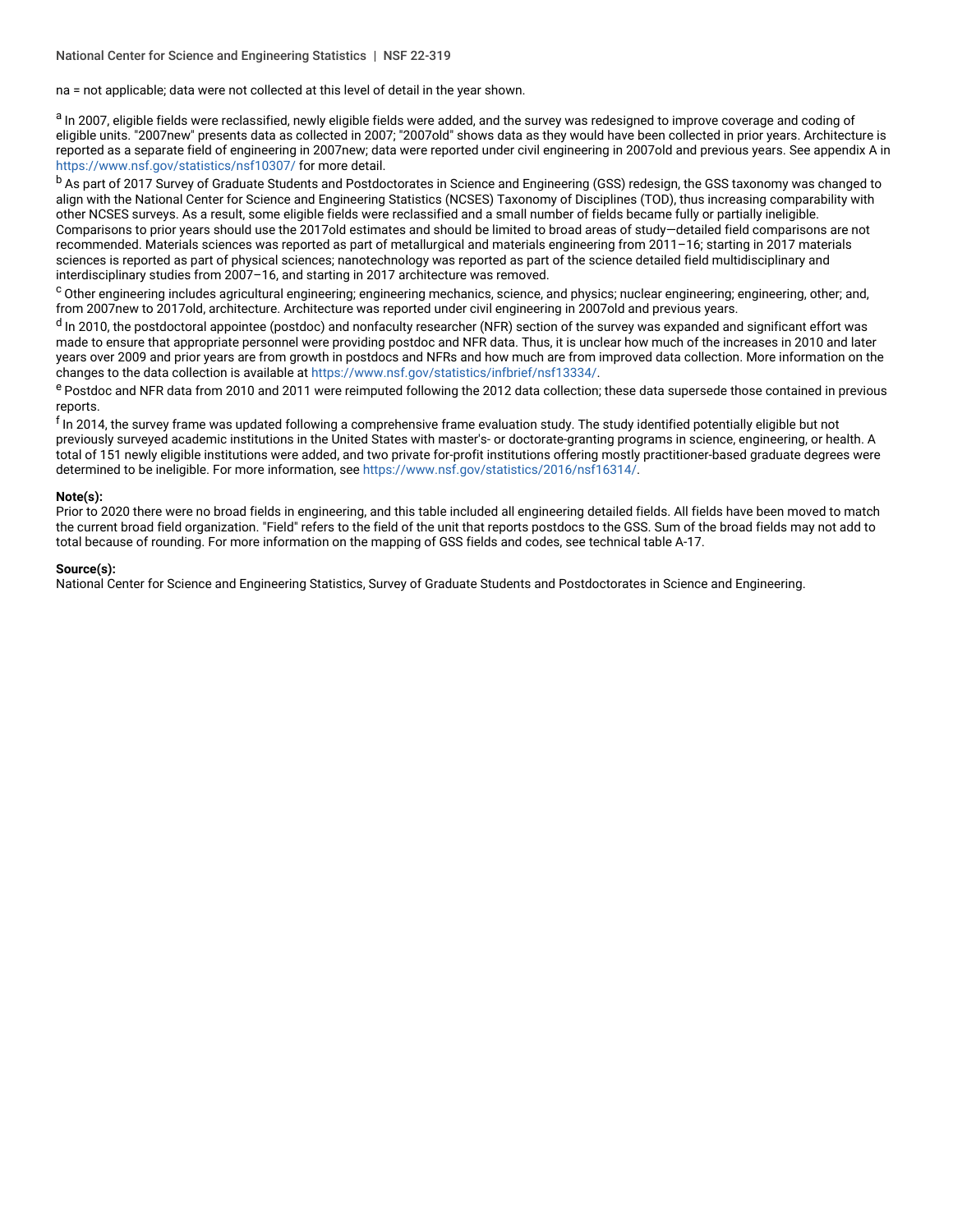na = not applicable; data were not collected at this level of detail in the year shown.

[a] In 2007, eligible fields were reclassified, newly eligible fields were added, and the survey was redesigned to improve coverage and coding of eligible units. "2007new" presents data as collected in 2007; "2007old" shows data as they would have been collected in prior years. Architecture is reported as a separate field of engineering in 2007new; data were reported under civil engineering in 2007old and previous years. See appendix A in https://www.nsf.gov/statistics/nsf10307/ for more detail.

[b] As part of 2017 Survey of Graduate Students and Postdoctorates in Science and Engineering (GSS) redesign, the GSS taxonomy was changed to align with the National Center for Science and Engineering Statistics (NCSES) Taxonomy of Disciplines (TOD), thus increasing comparability with other NCSES surveys. As a result, some eligible fields were reclassified and a small number of fields became fully or partially ineligible. Comparisons to prior years should use the 2017old estimates and should be limited to broad areas of study—detailed field comparisons are not recommended. Materials sciences was reported as part of metallurgical and materials engineering from 2011–16; starting in 2017 materials sciences is reported as part of physical sciences; nanotechnology was reported as part of the science detailed field multidisciplinary and interdisciplinary studies from 2007–16, and starting in 2017 architecture was removed.

[c] Other engineering includes agricultural engineering; engineering mechanics, science, and physics; nuclear engineering; engineering, other; and, from 2007new to 2017old, architecture. Architecture was reported under civil engineering in 2007old and previous years.

[d] In 2010, the postdoctoral appointee (postdoc) and nonfaculty researcher (NFR) section of the survey was expanded and significant effort was made to ensure that appropriate personnel were providing postdoc and NFR data. Thus, it is unclear how much of the increases in 2010 and later years over 2009 and prior years are from growth in postdocs and NFRs and how much are from improved data collection. More information on the changes to the data collection is available at https://www.nsf.gov/statistics/infbrief/nsf13334/.

[e] Postdoc and NFR data from 2010 and 2011 were reimputed following the 2012 data collection; these data supersede those contained in previous reports.

[f] In 2014, the survey frame was updated following a comprehensive frame evaluation study. The study identified potentially eligible but not previously surveyed academic institutions in the United States with master's- or doctorate-granting programs in science, engineering, or health. A total of 151 newly eligible institutions were added, and two private for-profit institutions offering mostly practitioner-based graduate degrees were determined to be ineligible. For more information, see https://www.nsf.gov/statistics/2016/nsf16314/.

**Note(s):**
Prior to 2020 there were no broad fields in engineering, and this table included all engineering detailed fields. All fields have been moved to match the current broad field organization. "Field" refers to the field of the unit that reports postdocs to the GSS. Sum of the broad fields may not add to total because of rounding. For more information on the mapping of GSS fields and codes, see technical table A-17.

**Source(s):**
National Center for Science and Engineering Statistics, Survey of Graduate Students and Postdoctorates in Science and Engineering.